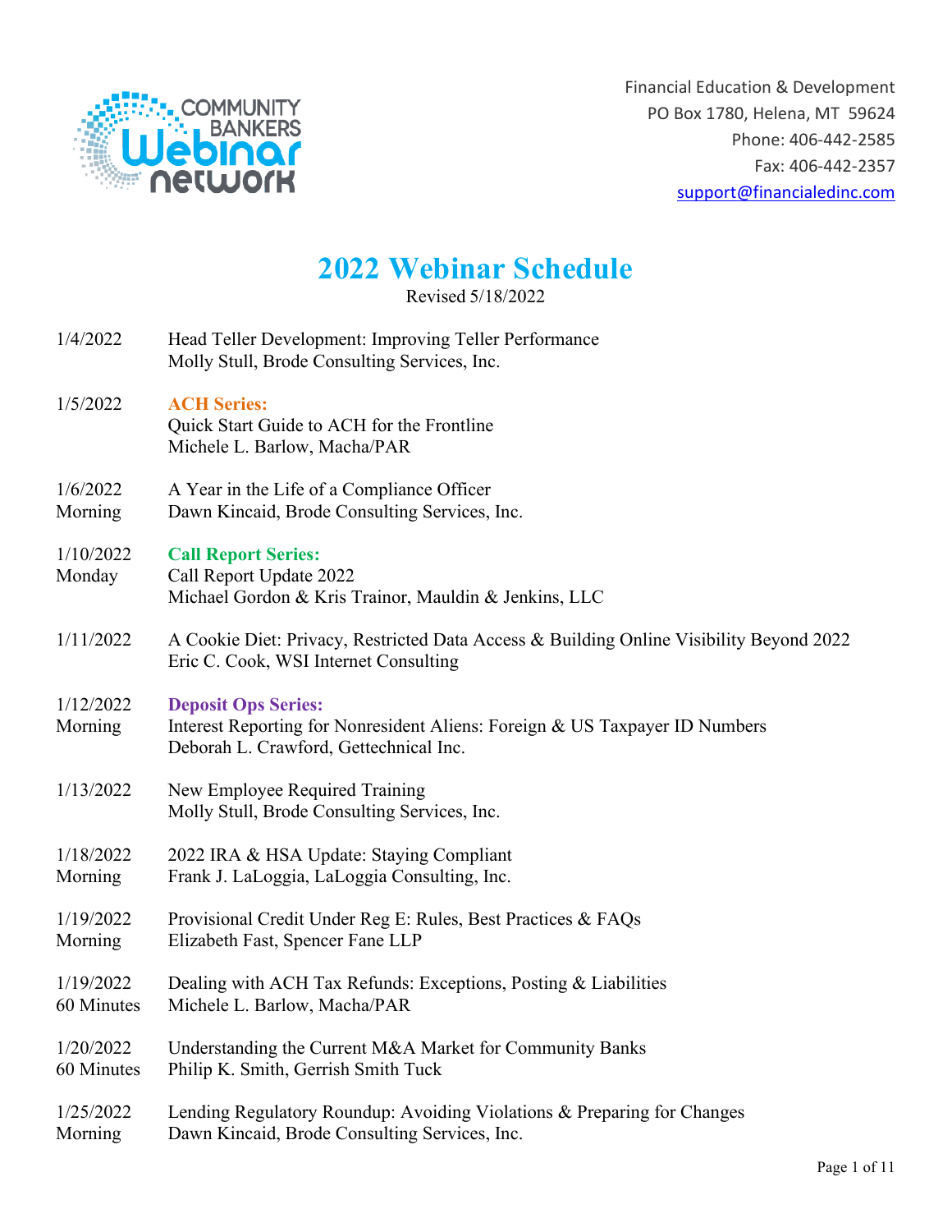COMMUNITY BANKERS Webinar network

Financial Education & Development
PO Box 1780, Helena, MT 59624
Phone: 406-442-2585
Fax: 406-442-2357
support@financialedinc.com

# 2022 Webinar Schedule

Revised 5/18/2022

| | |
|---|---|
| 1/4/2022 | Head Teller Development: Improving Teller Performance<br>Molly Stull, Brode Consulting Services, Inc. |
| 1/5/2022 | **ACH Series:**<br>Quick Start Guide to ACH for the Frontline<br>Michele L. Barlow, Macha/PAR |
| 1/6/2022<br>Morning | A Year in the Life of a Compliance Officer<br>Dawn Kincaid, Brode Consulting Services, Inc. |
| 1/10/2022<br>Monday | **Call Report Series:**<br>Call Report Update 2022<br>Michael Gordon & Kris Trainor, Mauldin & Jenkins, LLC |
| 1/11/2022 | A Cookie Diet: Privacy, Restricted Data Access & Building Online Visibility Beyond 2022<br>Eric C. Cook, WSI Internet Consulting |
| 1/12/2022<br>Morning | **Deposit Ops Series:**<br>Interest Reporting for Nonresident Aliens: Foreign & US Taxpayer ID Numbers<br>Deborah L. Crawford, Gettechnical Inc. |
| 1/13/2022 | New Employee Required Training<br>Molly Stull, Brode Consulting Services, Inc. |
| 1/18/2022<br>Morning | 2022 IRA & HSA Update: Staying Compliant<br>Frank J. LaLoggia, LaLoggia Consulting, Inc. |
| 1/19/2022<br>Morning | Provisional Credit Under Reg E: Rules, Best Practices & FAQs<br>Elizabeth Fast, Spencer Fane LLP |
| 1/19/2022<br>60 Minutes | Dealing with ACH Tax Refunds: Exceptions, Posting & Liabilities<br>Michele L. Barlow, Macha/PAR |
| 1/20/2022<br>60 Minutes | Understanding the Current M&A Market for Community Banks<br>Philip K. Smith, Gerrish Smith Tuck |
| 1/25/2022<br>Morning | Lending Regulatory Roundup: Avoiding Violations & Preparing for Changes<br>Dawn Kincaid, Brode Consulting Services, Inc. |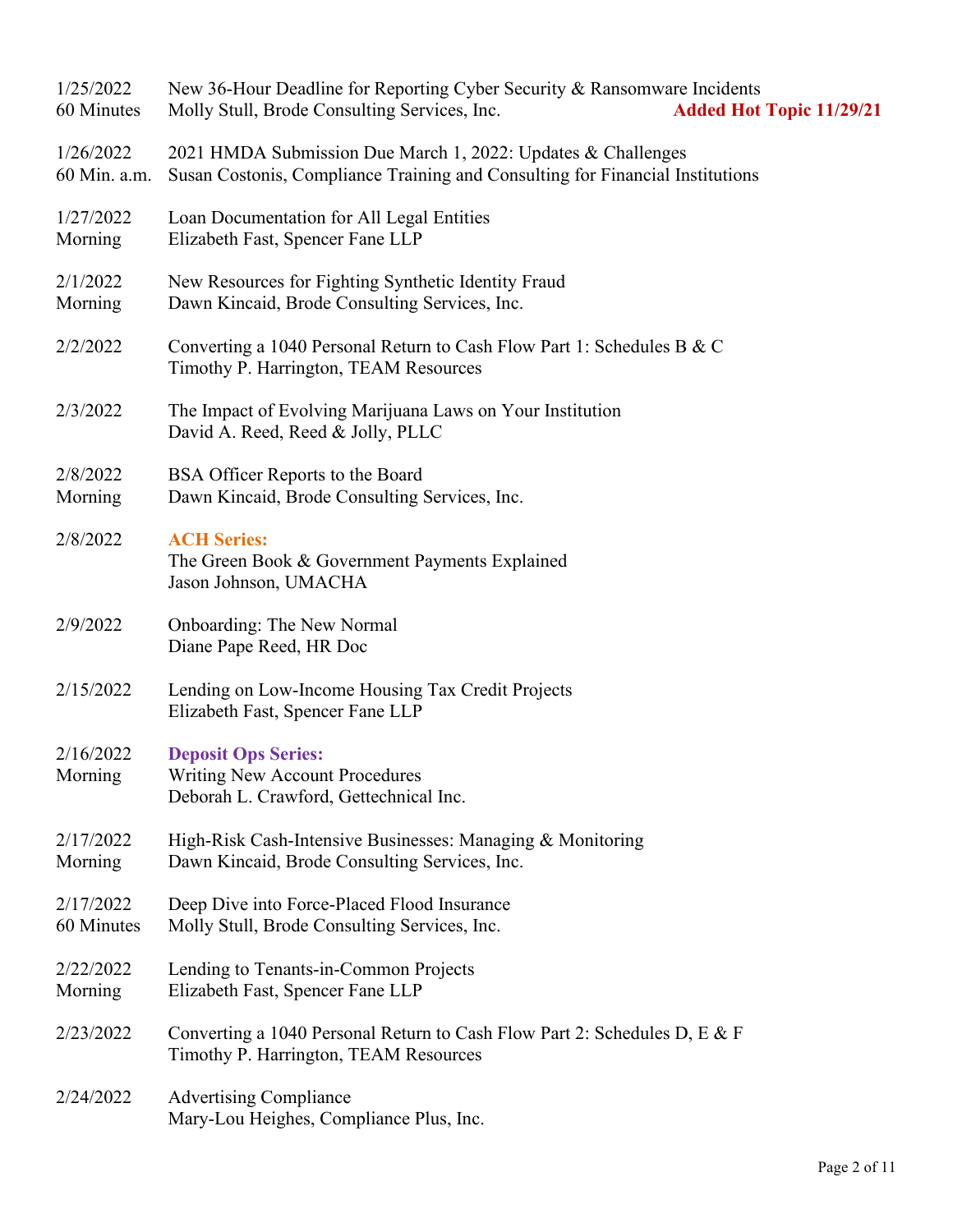| | | |
|---|---|---|
| 1/25/2022<br>60 Minutes | New 36-Hour Deadline for Reporting Cyber Security & Ransomware Incidents<br>Molly Stull, Brode Consulting Services, Inc. | **Added Hot Topic 11/29/21** |
| 1/26/2022<br>60 Min. a.m. | 2021 HMDA Submission Due March 1, 2022: Updates & Challenges<br>Susan Costonis, Compliance Training and Consulting for Financial Institutions | |
| 1/27/2022<br>Morning | Loan Documentation for All Legal Entities<br>Elizabeth Fast, Spencer Fane LLP | |
| 2/1/2022<br>Morning | New Resources for Fighting Synthetic Identity Fraud<br>Dawn Kincaid, Brode Consulting Services, Inc. | |
| 2/2/2022 | Converting a 1040 Personal Return to Cash Flow Part 1: Schedules B & C<br>Timothy P. Harrington, TEAM Resources | |
| 2/3/2022 | The Impact of Evolving Marijuana Laws on Your Institution<br>David A. Reed, Reed & Jolly, PLLC | |
| 2/8/2022<br>Morning | BSA Officer Reports to the Board<br>Dawn Kincaid, Brode Consulting Services, Inc. | |
| 2/8/2022 | **ACH Series:**<br>The Green Book & Government Payments Explained<br>Jason Johnson, UMACHA | |
| 2/9/2022 | Onboarding: The New Normal<br>Diane Pape Reed, HR Doc | |
| 2/15/2022 | Lending on Low-Income Housing Tax Credit Projects<br>Elizabeth Fast, Spencer Fane LLP | |
| 2/16/2022<br>Morning | **Deposit Ops Series:**<br>Writing New Account Procedures<br>Deborah L. Crawford, Gettechnical Inc. | |
| 2/17/2022<br>Morning | High-Risk Cash-Intensive Businesses: Managing & Monitoring<br>Dawn Kincaid, Brode Consulting Services, Inc. | |
| 2/17/2022<br>60 Minutes | Deep Dive into Force-Placed Flood Insurance<br>Molly Stull, Brode Consulting Services, Inc. | |
| 2/22/2022<br>Morning | Lending to Tenants-in-Common Projects<br>Elizabeth Fast, Spencer Fane LLP | |
| 2/23/2022 | Converting a 1040 Personal Return to Cash Flow Part 2: Schedules D, E & F<br>Timothy P. Harrington, TEAM Resources | |
| 2/24/2022 | Advertising Compliance<br>Mary-Lou Heighes, Compliance Plus, Inc. | |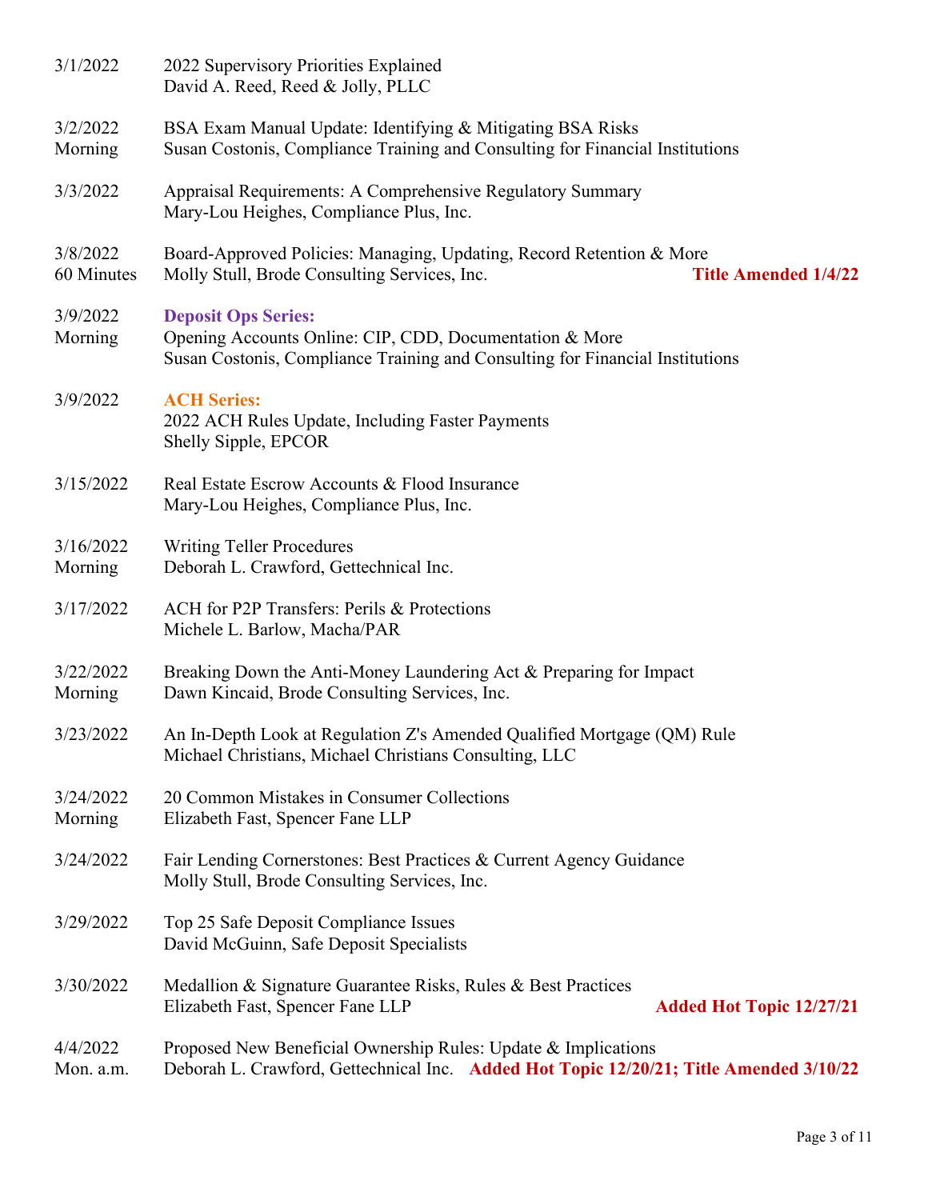| | |
|---|---|
| 3/1/2022 | 2022 Supervisory Priorities Explained<br>David A. Reed, Reed & Jolly, PLLC |
| 3/2/2022<br>Morning | BSA Exam Manual Update: Identifying & Mitigating BSA Risks<br>Susan Costonis, Compliance Training and Consulting for Financial Institutions |
| 3/3/2022 | Appraisal Requirements: A Comprehensive Regulatory Summary<br>Mary-Lou Heighes, Compliance Plus, Inc. |
| 3/8/2022<br>60 Minutes | Board-Approved Policies: Managing, Updating, Record Retention & More<br>Molly Stull, Brode Consulting Services, Inc. **Title Amended 1/4/22** |
| 3/9/2022<br>Morning | **Deposit Ops Series:**<br>Opening Accounts Online: CIP, CDD, Documentation & More<br>Susan Costonis, Compliance Training and Consulting for Financial Institutions |
| 3/9/2022 | **ACH Series:**<br>2022 ACH Rules Update, Including Faster Payments<br>Shelly Sipple, EPCOR |
| 3/15/2022 | Real Estate Escrow Accounts & Flood Insurance<br>Mary-Lou Heighes, Compliance Plus, Inc. |
| 3/16/2022<br>Morning | Writing Teller Procedures<br>Deborah L. Crawford, Gettechnical Inc. |
| 3/17/2022 | ACH for P2P Transfers: Perils & Protections<br>Michele L. Barlow, Macha/PAR |
| 3/22/2022<br>Morning | Breaking Down the Anti-Money Laundering Act & Preparing for Impact<br>Dawn Kincaid, Brode Consulting Services, Inc. |
| 3/23/2022 | An In-Depth Look at Regulation Z's Amended Qualified Mortgage (QM) Rule<br>Michael Christians, Michael Christians Consulting, LLC |
| 3/24/2022<br>Morning | 20 Common Mistakes in Consumer Collections<br>Elizabeth Fast, Spencer Fane LLP |
| 3/24/2022 | Fair Lending Cornerstones: Best Practices & Current Agency Guidance<br>Molly Stull, Brode Consulting Services, Inc. |
| 3/29/2022 | Top 25 Safe Deposit Compliance Issues<br>David McGuinn, Safe Deposit Specialists |
| 3/30/2022 | Medallion & Signature Guarantee Risks, Rules & Best Practices<br>Elizabeth Fast, Spencer Fane LLP **Added Hot Topic 12/27/21** |
| 4/4/2022<br>Mon. a.m. | Proposed New Beneficial Ownership Rules: Update & Implications<br>Deborah L. Crawford, Gettechnical Inc. **Added Hot Topic 12/20/21; Title Amended 3/10/22** |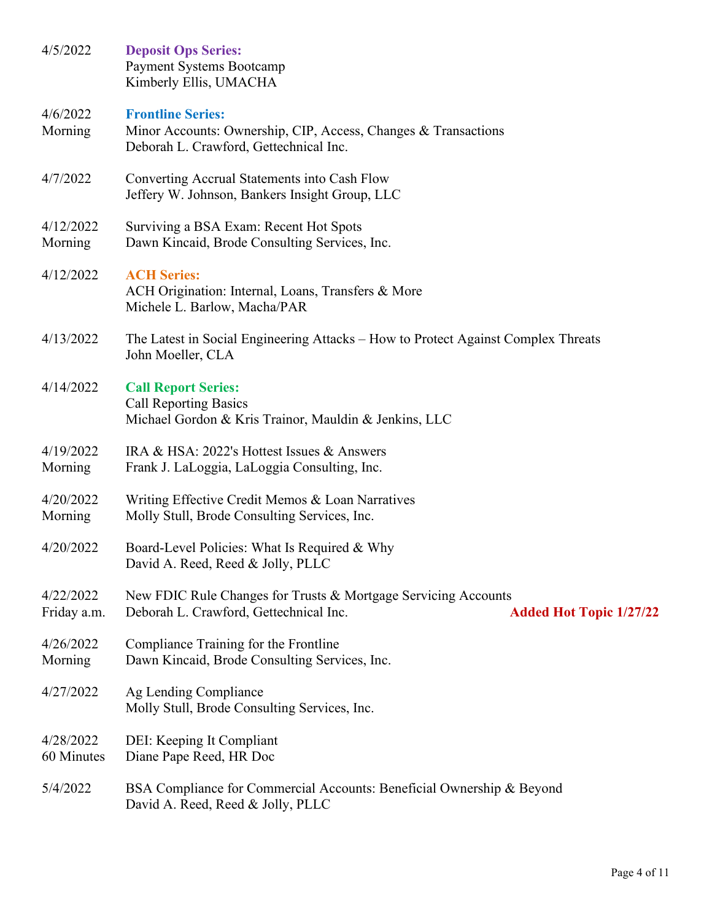4/5/2022
**Deposit Ops Series:**
Payment Systems Bootcamp
Kimberly Ellis, UMACHA

4/6/2022 Morning
**Frontline Series:**
Minor Accounts: Ownership, CIP, Access, Changes & Transactions
Deborah L. Crawford, Gettechnical Inc.

4/7/2022
Converting Accrual Statements into Cash Flow
Jeffery W. Johnson, Bankers Insight Group, LLC

4/12/2022 Morning
Surviving a BSA Exam: Recent Hot Spots
Dawn Kincaid, Brode Consulting Services, Inc.

4/12/2022
**ACH Series:**
ACH Origination: Internal, Loans, Transfers & More
Michele L. Barlow, Macha/PAR

4/13/2022
The Latest in Social Engineering Attacks – How to Protect Against Complex Threats
John Moeller, CLA

4/14/2022
**Call Report Series:**
Call Reporting Basics
Michael Gordon & Kris Trainor, Mauldin & Jenkins, LLC

4/19/2022 Morning
IRA & HSA: 2022's Hottest Issues & Answers
Frank J. LaLoggia, LaLoggia Consulting, Inc.

4/20/2022 Morning
Writing Effective Credit Memos & Loan Narratives
Molly Stull, Brode Consulting Services, Inc.

4/20/2022
Board-Level Policies: What Is Required & Why
David A. Reed, Reed & Jolly, PLLC

4/22/2022 Friday a.m.
New FDIC Rule Changes for Trusts & Mortgage Servicing Accounts
Deborah L. Crawford, Gettechnical Inc. **Added Hot Topic 1/27/22**

4/26/2022 Morning
Compliance Training for the Frontline
Dawn Kincaid, Brode Consulting Services, Inc.

4/27/2022
Ag Lending Compliance
Molly Stull, Brode Consulting Services, Inc.

4/28/2022 60 Minutes
DEI: Keeping It Compliant
Diane Pape Reed, HR Doc

5/4/2022
BSA Compliance for Commercial Accounts: Beneficial Ownership & Beyond
David A. Reed, Reed & Jolly, PLLC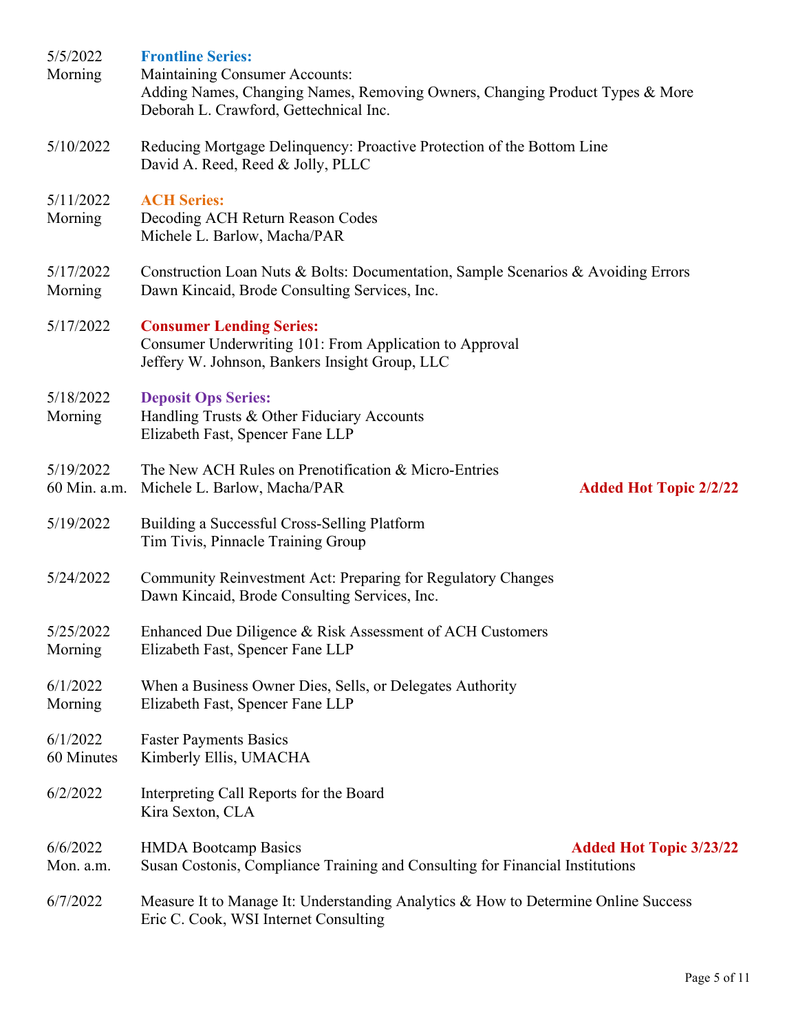5/5/2022
Morning

**Frontline Series:**
Maintaining Consumer Accounts:
Adding Names, Changing Names, Removing Owners, Changing Product Types & More
Deborah L. Crawford, Gettechnical Inc.

5/10/2022

Reducing Mortgage Delinquency: Proactive Protection of the Bottom Line
David A. Reed, Reed & Jolly, PLLC

5/11/2022
Morning

**ACH Series:**
Decoding ACH Return Reason Codes
Michele L. Barlow, Macha/PAR

5/17/2022
Morning

Construction Loan Nuts & Bolts: Documentation, Sample Scenarios & Avoiding Errors
Dawn Kincaid, Brode Consulting Services, Inc.

5/17/2022

**Consumer Lending Series:**
Consumer Underwriting 101: From Application to Approval
Jeffery W. Johnson, Bankers Insight Group, LLC

5/18/2022
Morning

**Deposit Ops Series:**
Handling Trusts & Other Fiduciary Accounts
Elizabeth Fast, Spencer Fane LLP

5/19/2022
60 Min. a.m.

The New ACH Rules on Prenotification & Micro-Entries
Michele L. Barlow, Macha/PAR
**Added Hot Topic 2/2/22**

5/19/2022

Building a Successful Cross-Selling Platform
Tim Tivis, Pinnacle Training Group

5/24/2022

Community Reinvestment Act: Preparing for Regulatory Changes
Dawn Kincaid, Brode Consulting Services, Inc.

5/25/2022
Morning

Enhanced Due Diligence & Risk Assessment of ACH Customers
Elizabeth Fast, Spencer Fane LLP

6/1/2022
Morning

When a Business Owner Dies, Sells, or Delegates Authority
Elizabeth Fast, Spencer Fane LLP

6/1/2022
60 Minutes

Faster Payments Basics
Kimberly Ellis, UMACHA

6/2/2022

Interpreting Call Reports for the Board
Kira Sexton, CLA

6/6/2022
Mon. a.m.

HMDA Bootcamp Basics
**Added Hot Topic 3/23/22**
Susan Costonis, Compliance Training and Consulting for Financial Institutions

6/7/2022

Measure It to Manage It: Understanding Analytics & How to Determine Online Success
Eric C. Cook, WSI Internet Consulting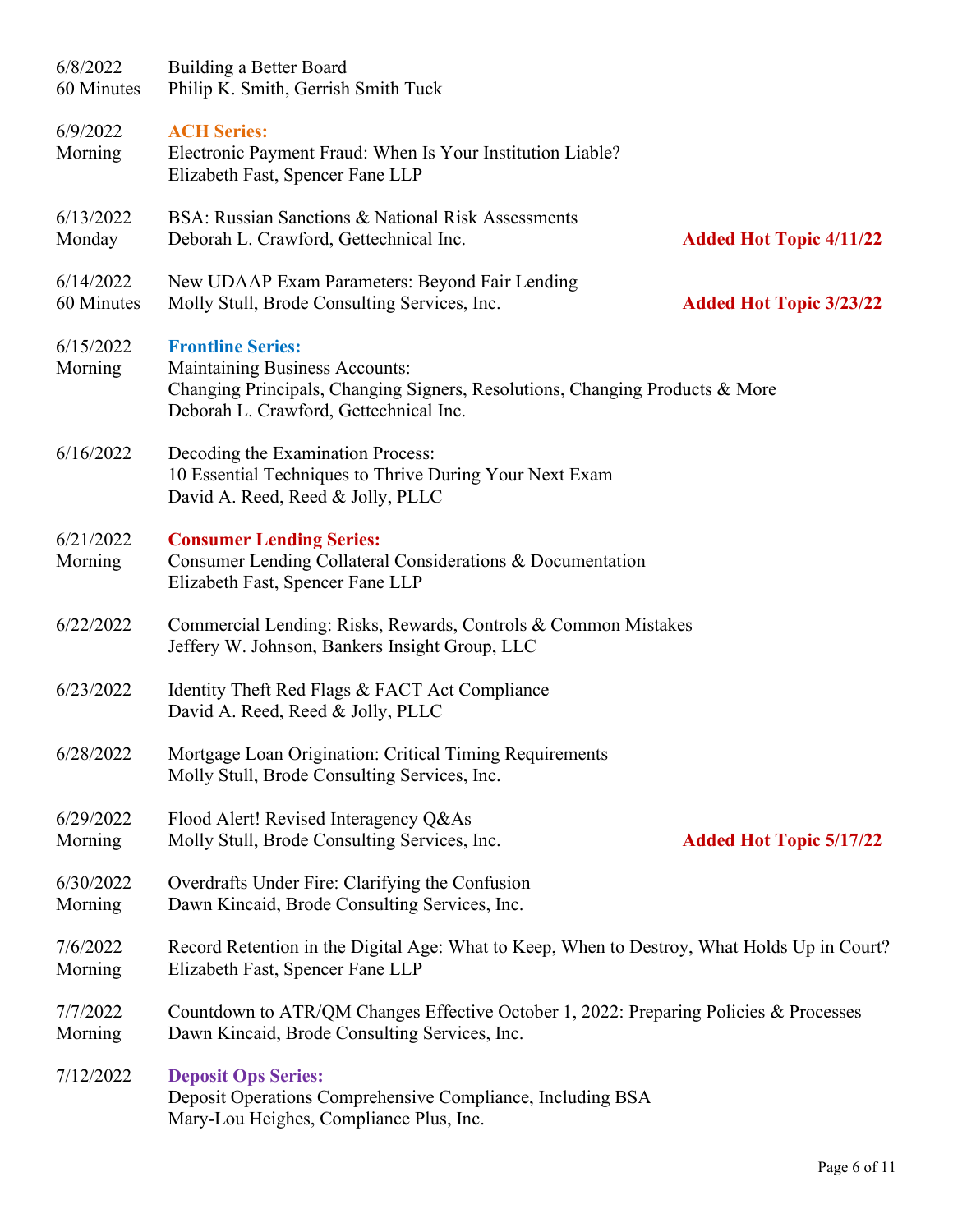6/8/2022
60 Minutes

Building a Better Board
Philip K. Smith, Gerrish Smith Tuck

6/9/2022
Morning

**ACH Series:**
Electronic Payment Fraud: When Is Your Institution Liable?
Elizabeth Fast, Spencer Fane LLP

6/13/2022
Monday

BSA: Russian Sanctions & National Risk Assessments
Deborah L. Crawford, Gettechnical Inc. **Added Hot Topic 4/11/22**

6/14/2022
60 Minutes

New UDAAP Exam Parameters: Beyond Fair Lending
Molly Stull, Brode Consulting Services, Inc. **Added Hot Topic 3/23/22**

6/15/2022
Morning

**Frontline Series:**
Maintaining Business Accounts:
Changing Principals, Changing Signers, Resolutions, Changing Products & More
Deborah L. Crawford, Gettechnical Inc.

6/16/2022

Decoding the Examination Process:
10 Essential Techniques to Thrive During Your Next Exam
David A. Reed, Reed & Jolly, PLLC

6/21/2022
Morning

**Consumer Lending Series:**
Consumer Lending Collateral Considerations & Documentation
Elizabeth Fast, Spencer Fane LLP

6/22/2022

Commercial Lending: Risks, Rewards, Controls & Common Mistakes
Jeffery W. Johnson, Bankers Insight Group, LLC

6/23/2022

Identity Theft Red Flags & FACT Act Compliance
David A. Reed, Reed & Jolly, PLLC

6/28/2022

Mortgage Loan Origination: Critical Timing Requirements
Molly Stull, Brode Consulting Services, Inc.

6/29/2022
Morning

Flood Alert! Revised Interagency Q&As
Molly Stull, Brode Consulting Services, Inc. **Added Hot Topic 5/17/22**

6/30/2022
Morning

Overdrafts Under Fire: Clarifying the Confusion
Dawn Kincaid, Brode Consulting Services, Inc.

7/6/2022
Morning

Record Retention in the Digital Age: What to Keep, When to Destroy, What Holds Up in Court?
Elizabeth Fast, Spencer Fane LLP

7/7/2022
Morning

Countdown to ATR/QM Changes Effective October 1, 2022: Preparing Policies & Processes
Dawn Kincaid, Brode Consulting Services, Inc.

7/12/2022

**Deposit Ops Series:**
Deposit Operations Comprehensive Compliance, Including BSA
Mary-Lou Heighes, Compliance Plus, Inc.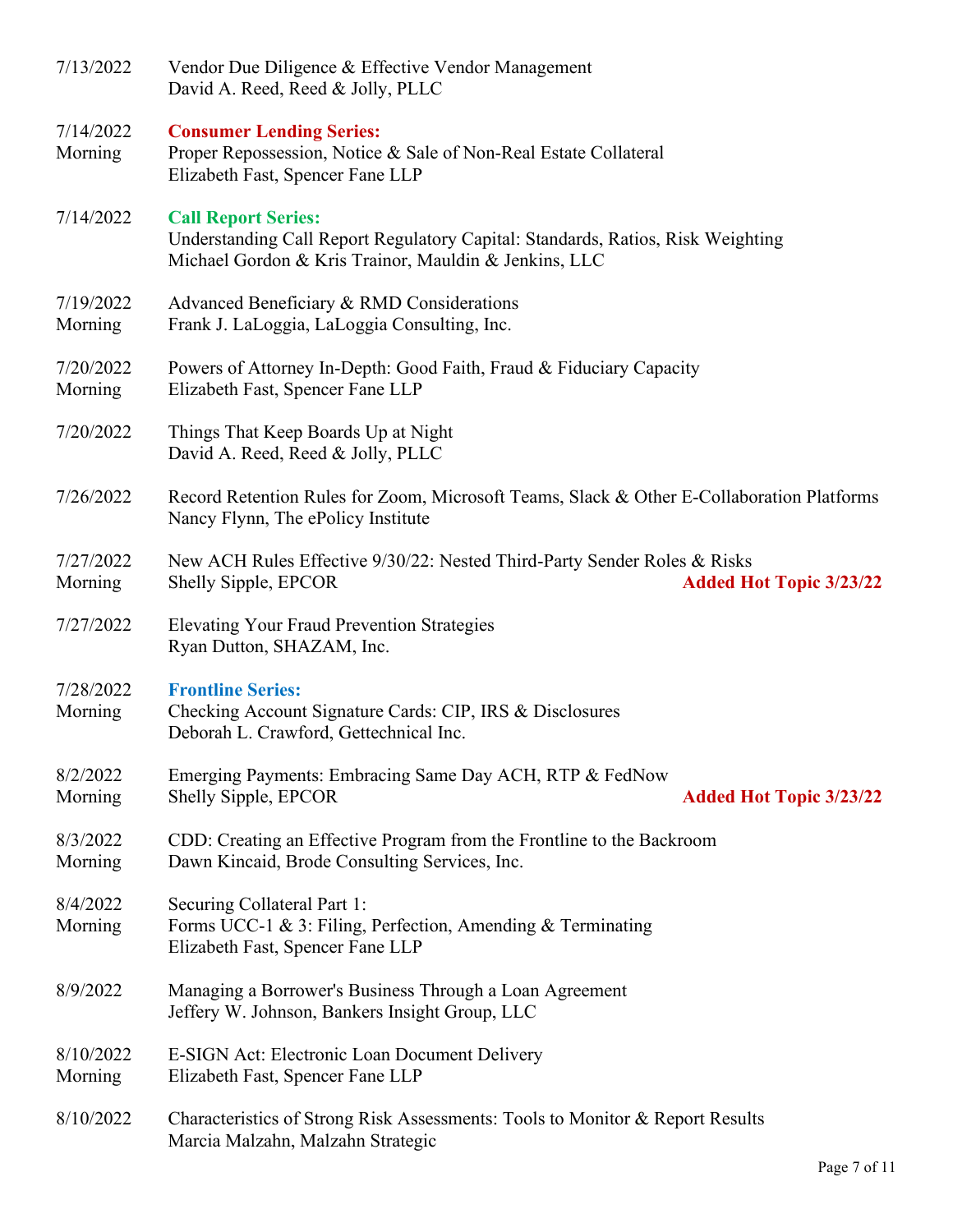| | |
|---|---|
| 7/13/2022 | Vendor Due Diligence & Effective Vendor Management<br>David A. Reed, Reed & Jolly, PLLC |
| 7/14/2022<br>Morning | **Consumer Lending Series:**<br>Proper Repossession, Notice & Sale of Non-Real Estate Collateral<br>Elizabeth Fast, Spencer Fane LLP |
| 7/14/2022 | **Call Report Series:**<br>Understanding Call Report Regulatory Capital: Standards, Ratios, Risk Weighting<br>Michael Gordon & Kris Trainor, Mauldin & Jenkins, LLC |
| 7/19/2022<br>Morning | Advanced Beneficiary & RMD Considerations<br>Frank J. LaLoggia, LaLoggia Consulting, Inc. |
| 7/20/2022<br>Morning | Powers of Attorney In-Depth: Good Faith, Fraud & Fiduciary Capacity<br>Elizabeth Fast, Spencer Fane LLP |
| 7/20/2022 | Things That Keep Boards Up at Night<br>David A. Reed, Reed & Jolly, PLLC |
| 7/26/2022 | Record Retention Rules for Zoom, Microsoft Teams, Slack & Other E-Collaboration Platforms<br>Nancy Flynn, The ePolicy Institute |
| 7/27/2022<br>Morning | New ACH Rules Effective 9/30/22: Nested Third-Party Sender Roles & Risks<br>Shelly Sipple, EPCOR **Added Hot Topic 3/23/22** |
| 7/27/2022 | Elevating Your Fraud Prevention Strategies<br>Ryan Dutton, SHAZAM, Inc. |
| 7/28/2022<br>Morning | **Frontline Series:**<br>Checking Account Signature Cards: CIP, IRS & Disclosures<br>Deborah L. Crawford, Gettechnical Inc. |
| 8/2/2022<br>Morning | Emerging Payments: Embracing Same Day ACH, RTP & FedNow<br>Shelly Sipple, EPCOR **Added Hot Topic 3/23/22** |
| 8/3/2022<br>Morning | CDD: Creating an Effective Program from the Frontline to the Backroom<br>Dawn Kincaid, Brode Consulting Services, Inc. |
| 8/4/2022<br>Morning | Securing Collateral Part 1:<br>Forms UCC-1 & 3: Filing, Perfection, Amending & Terminating<br>Elizabeth Fast, Spencer Fane LLP |
| 8/9/2022 | Managing a Borrower's Business Through a Loan Agreement<br>Jeffery W. Johnson, Bankers Insight Group, LLC |
| 8/10/2022<br>Morning | E-SIGN Act: Electronic Loan Document Delivery<br>Elizabeth Fast, Spencer Fane LLP |
| 8/10/2022 | Characteristics of Strong Risk Assessments: Tools to Monitor & Report Results<br>Marcia Malzahn, Malzahn Strategic |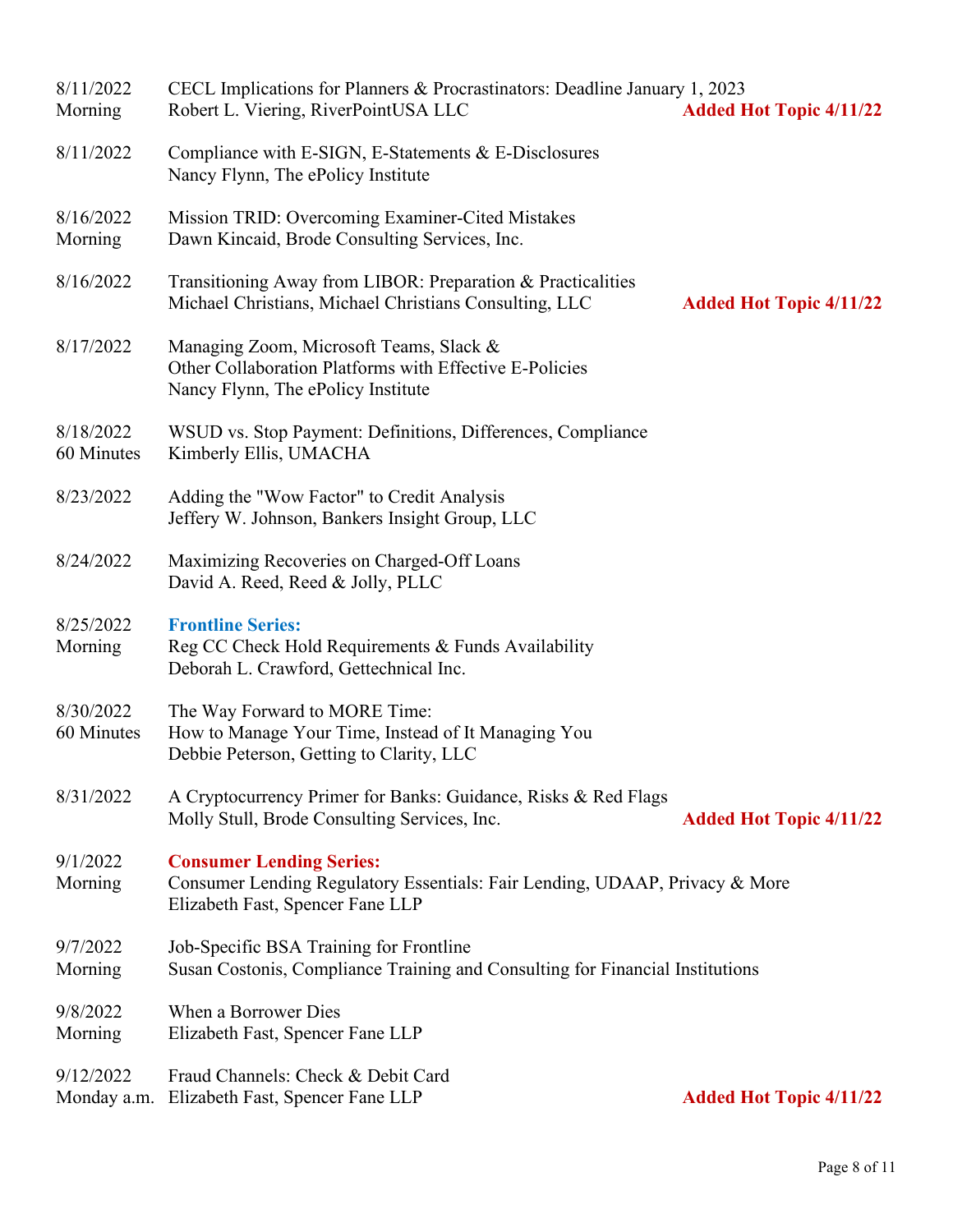| | | |
|---|---|---|
| 8/11/2022<br>Morning | CECL Implications for Planners & Procrastinators: Deadline January 1, 2023<br>Robert L. Viering, RiverPointUSA LLC | **Added Hot Topic 4/11/22** |
| 8/11/2022 | Compliance with E-SIGN, E-Statements & E-Disclosures<br>Nancy Flynn, The ePolicy Institute | |
| 8/16/2022<br>Morning | Mission TRID: Overcoming Examiner-Cited Mistakes<br>Dawn Kincaid, Brode Consulting Services, Inc. | |
| 8/16/2022 | Transitioning Away from LIBOR: Preparation & Practicalities<br>Michael Christians, Michael Christians Consulting, LLC | **Added Hot Topic 4/11/22** |
| 8/17/2022 | Managing Zoom, Microsoft Teams, Slack &<br>Other Collaboration Platforms with Effective E-Policies<br>Nancy Flynn, The ePolicy Institute | |
| 8/18/2022<br>60 Minutes | WSUD vs. Stop Payment: Definitions, Differences, Compliance<br>Kimberly Ellis, UMACHA | |
| 8/23/2022 | Adding the "Wow Factor" to Credit Analysis<br>Jeffery W. Johnson, Bankers Insight Group, LLC | |
| 8/24/2022 | Maximizing Recoveries on Charged-Off Loans<br>David A. Reed, Reed & Jolly, PLLC | |
| 8/25/2022<br>Morning | **Frontline Series:**<br>Reg CC Check Hold Requirements & Funds Availability<br>Deborah L. Crawford, Gettechnical Inc. | |
| 8/30/2022<br>60 Minutes | The Way Forward to MORE Time:<br>How to Manage Your Time, Instead of It Managing You<br>Debbie Peterson, Getting to Clarity, LLC | |
| 8/31/2022 | A Cryptocurrency Primer for Banks: Guidance, Risks & Red Flags<br>Molly Stull, Brode Consulting Services, Inc. | **Added Hot Topic 4/11/22** |
| 9/1/2022<br>Morning | **Consumer Lending Series:**<br>Consumer Lending Regulatory Essentials: Fair Lending, UDAAP, Privacy & More<br>Elizabeth Fast, Spencer Fane LLP | |
| 9/7/2022<br>Morning | Job-Specific BSA Training for Frontline<br>Susan Costonis, Compliance Training and Consulting for Financial Institutions | |
| 9/8/2022<br>Morning | When a Borrower Dies<br>Elizabeth Fast, Spencer Fane LLP | |
| 9/12/2022<br>Monday a.m. | Fraud Channels: Check & Debit Card<br>Elizabeth Fast, Spencer Fane LLP | **Added Hot Topic 4/11/22** |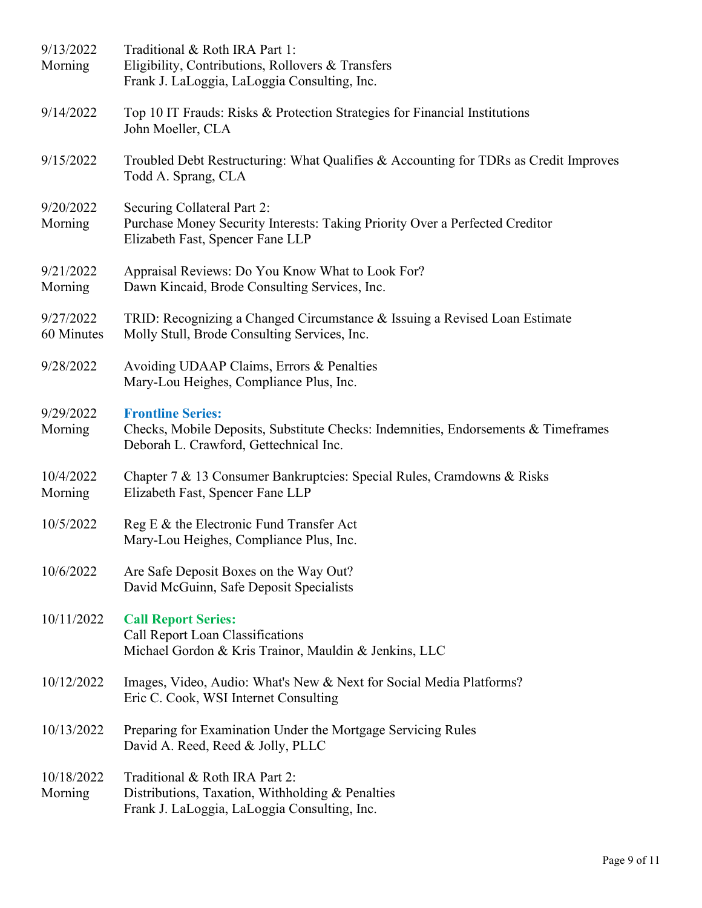| | |
|---|---|
| 9/13/2022<br>Morning | Traditional & Roth IRA Part 1:<br>Eligibility, Contributions, Rollovers & Transfers<br>Frank J. LaLoggia, LaLoggia Consulting, Inc. |
| 9/14/2022 | Top 10 IT Frauds: Risks & Protection Strategies for Financial Institutions<br>John Moeller, CLA |
| 9/15/2022 | Troubled Debt Restructuring: What Qualifies & Accounting for TDRs as Credit Improves<br>Todd A. Sprang, CLA |
| 9/20/2022<br>Morning | Securing Collateral Part 2:<br>Purchase Money Security Interests: Taking Priority Over a Perfected Creditor<br>Elizabeth Fast, Spencer Fane LLP |
| 9/21/2022<br>Morning | Appraisal Reviews: Do You Know What to Look For?<br>Dawn Kincaid, Brode Consulting Services, Inc. |
| 9/27/2022<br>60 Minutes | TRID: Recognizing a Changed Circumstance & Issuing a Revised Loan Estimate<br>Molly Stull, Brode Consulting Services, Inc. |
| 9/28/2022 | Avoiding UDAAP Claims, Errors & Penalties<br>Mary-Lou Heighes, Compliance Plus, Inc. |
| 9/29/2022<br>Morning | **Frontline Series:**<br>Checks, Mobile Deposits, Substitute Checks: Indemnities, Endorsements & Timeframes<br>Deborah L. Crawford, Gettechnical Inc. |
| 10/4/2022<br>Morning | Chapter 7 & 13 Consumer Bankruptcies: Special Rules, Cramdowns & Risks<br>Elizabeth Fast, Spencer Fane LLP |
| 10/5/2022 | Reg E & the Electronic Fund Transfer Act<br>Mary-Lou Heighes, Compliance Plus, Inc. |
| 10/6/2022 | Are Safe Deposit Boxes on the Way Out?<br>David McGuinn, Safe Deposit Specialists |
| 10/11/2022 | **Call Report Series:**<br>Call Report Loan Classifications<br>Michael Gordon & Kris Trainor, Mauldin & Jenkins, LLC |
| 10/12/2022 | Images, Video, Audio: What's New & Next for Social Media Platforms?<br>Eric C. Cook, WSI Internet Consulting |
| 10/13/2022 | Preparing for Examination Under the Mortgage Servicing Rules<br>David A. Reed, Reed & Jolly, PLLC |
| 10/18/2022<br>Morning | Traditional & Roth IRA Part 2:<br>Distributions, Taxation, Withholding & Penalties<br>Frank J. LaLoggia, LaLoggia Consulting, Inc. |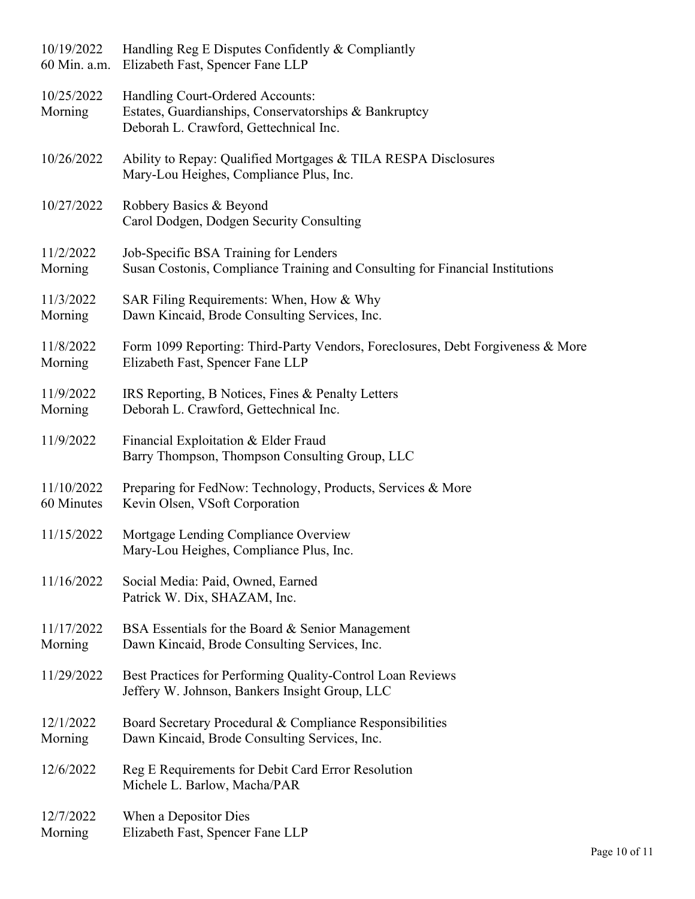| | |
|---|---|
| 10/19/2022<br>60 Min. a.m. | Handling Reg E Disputes Confidently & Compliantly<br>Elizabeth Fast, Spencer Fane LLP |
| 10/25/2022<br>Morning | Handling Court-Ordered Accounts:<br>Estates, Guardianships, Conservatorships & Bankruptcy<br>Deborah L. Crawford, Gettechnical Inc. |
| 10/26/2022 | Ability to Repay: Qualified Mortgages & TILA RESPA Disclosures<br>Mary-Lou Heighes, Compliance Plus, Inc. |
| 10/27/2022 | Robbery Basics & Beyond<br>Carol Dodgen, Dodgen Security Consulting |
| 11/2/2022<br>Morning | Job-Specific BSA Training for Lenders<br>Susan Costonis, Compliance Training and Consulting for Financial Institutions |
| 11/3/2022<br>Morning | SAR Filing Requirements: When, How & Why<br>Dawn Kincaid, Brode Consulting Services, Inc. |
| 11/8/2022<br>Morning | Form 1099 Reporting: Third-Party Vendors, Foreclosures, Debt Forgiveness & More<br>Elizabeth Fast, Spencer Fane LLP |
| 11/9/2022<br>Morning | IRS Reporting, B Notices, Fines & Penalty Letters<br>Deborah L. Crawford, Gettechnical Inc. |
| 11/9/2022 | Financial Exploitation & Elder Fraud<br>Barry Thompson, Thompson Consulting Group, LLC |
| 11/10/2022<br>60 Minutes | Preparing for FedNow: Technology, Products, Services & More<br>Kevin Olsen, VSoft Corporation |
| 11/15/2022 | Mortgage Lending Compliance Overview<br>Mary-Lou Heighes, Compliance Plus, Inc. |
| 11/16/2022 | Social Media: Paid, Owned, Earned<br>Patrick W. Dix, SHAZAM, Inc. |
| 11/17/2022<br>Morning | BSA Essentials for the Board & Senior Management<br>Dawn Kincaid, Brode Consulting Services, Inc. |
| 11/29/2022 | Best Practices for Performing Quality-Control Loan Reviews<br>Jeffery W. Johnson, Bankers Insight Group, LLC |
| 12/1/2022<br>Morning | Board Secretary Procedural & Compliance Responsibilities<br>Dawn Kincaid, Brode Consulting Services, Inc. |
| 12/6/2022 | Reg E Requirements for Debit Card Error Resolution<br>Michele L. Barlow, Macha/PAR |
| 12/7/2022<br>Morning | When a Depositor Dies<br>Elizabeth Fast, Spencer Fane LLP |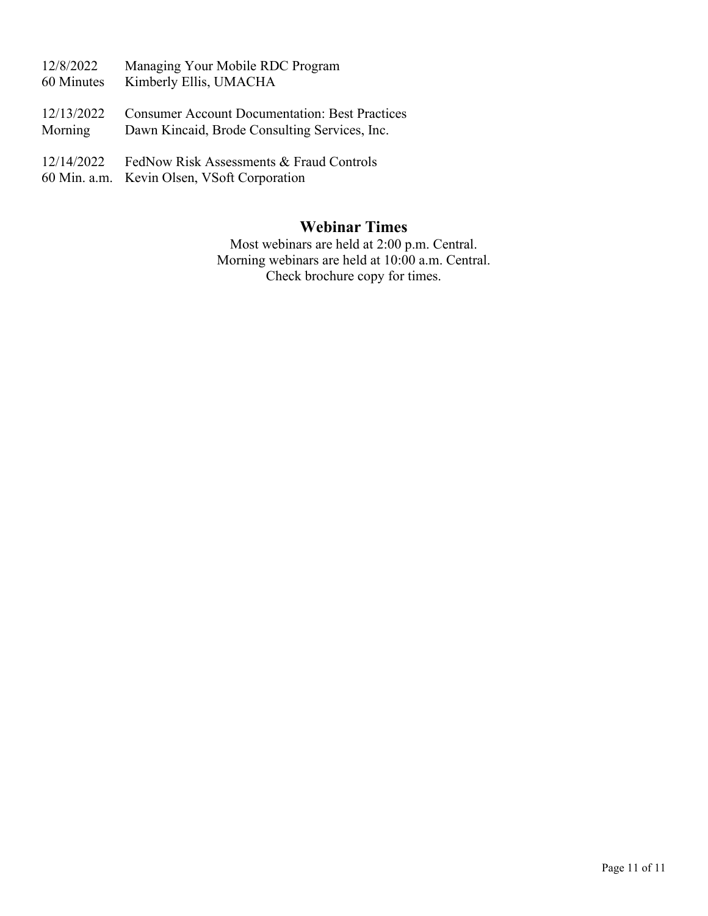| | |
|---|---|
| 12/8/2022<br>60 Minutes | Managing Your Mobile RDC Program<br>Kimberly Ellis, UMACHA |
| 12/13/2022<br>Morning | Consumer Account Documentation: Best Practices<br>Dawn Kincaid, Brode Consulting Services, Inc. |
| 12/14/2022<br>60 Min. a.m. | FedNow Risk Assessments & Fraud Controls<br>Kevin Olsen, VSoft Corporation |

## Webinar Times

Most webinars are held at 2:00 p.m. Central.
Morning webinars are held at 10:00 a.m. Central.
Check brochure copy for times.